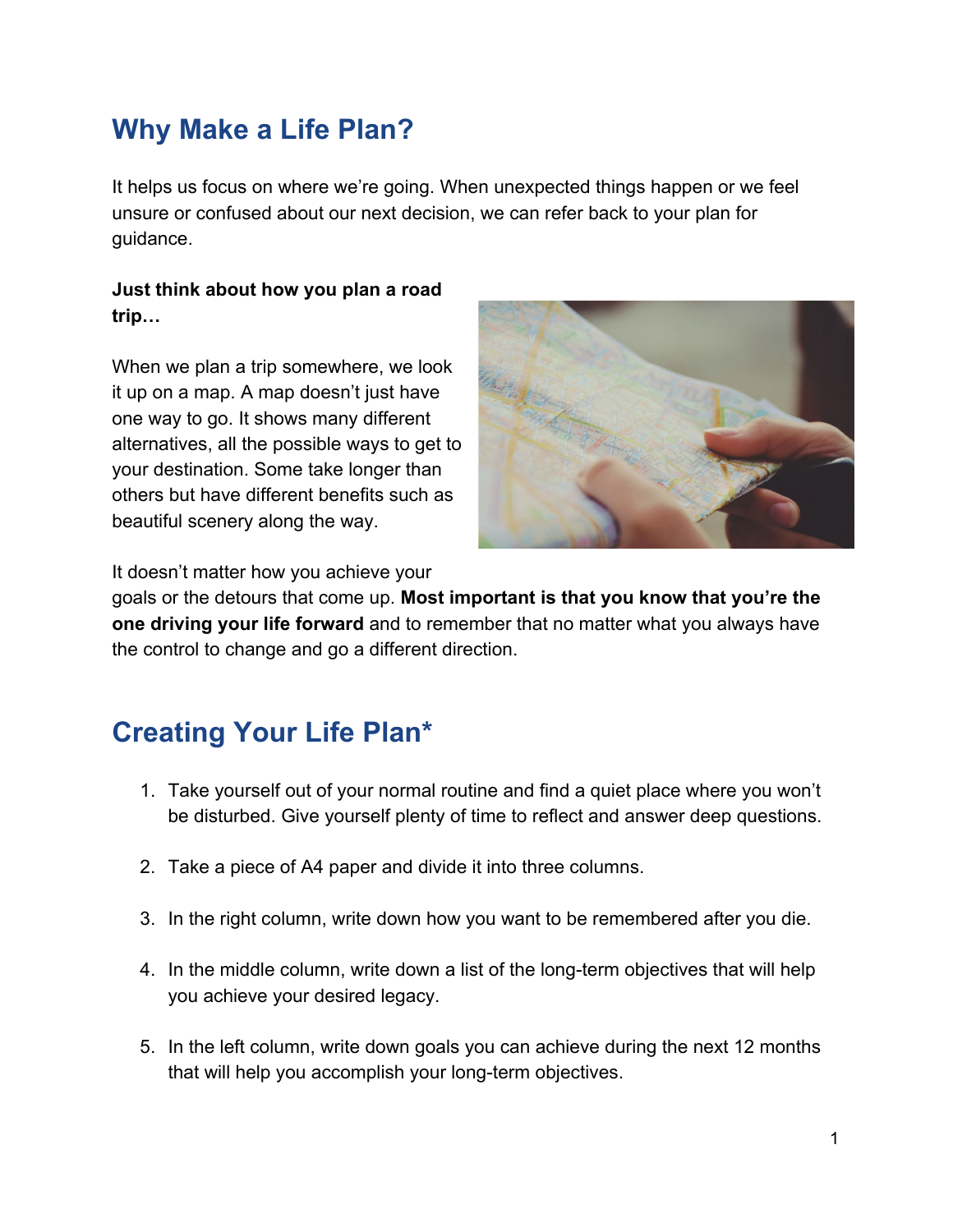## Why Make a Life Plan?

It helps us focus on where we're going. When unexpected things happen or we feel unsure or confused about our next decision, we can refer back to your plan for guidance.

**Just think about how you plan a road trip…**

When we plan a trip somewhere, we look it up on a map. A map doesn't just have one way to go. It shows many different alternatives, all the possible ways to get to your destination. Some take longer than others but have different benefits such as beautiful scenery along the way.

It doesn't matter how you achieve your goals or the detours that come up. **Most important is that you know that you're the one driving your life forward** and to remember that no matter what you always have the control to change and go a different direction.

## Creating Your Life Plan*

1. Take yourself out of your normal routine and find a quiet place where you won't be disturbed. Give yourself plenty of time to reflect and answer deep questions.
2. Take a piece of A4 paper and divide it into three columns.
3. In the right column, write down how you want to be remembered after you die.
4. In the middle column, write down a list of the long-term objectives that will help you achieve your desired legacy.
5. In the left column, write down goals you can achieve during the next 12 months that will help you accomplish your long-term objectives.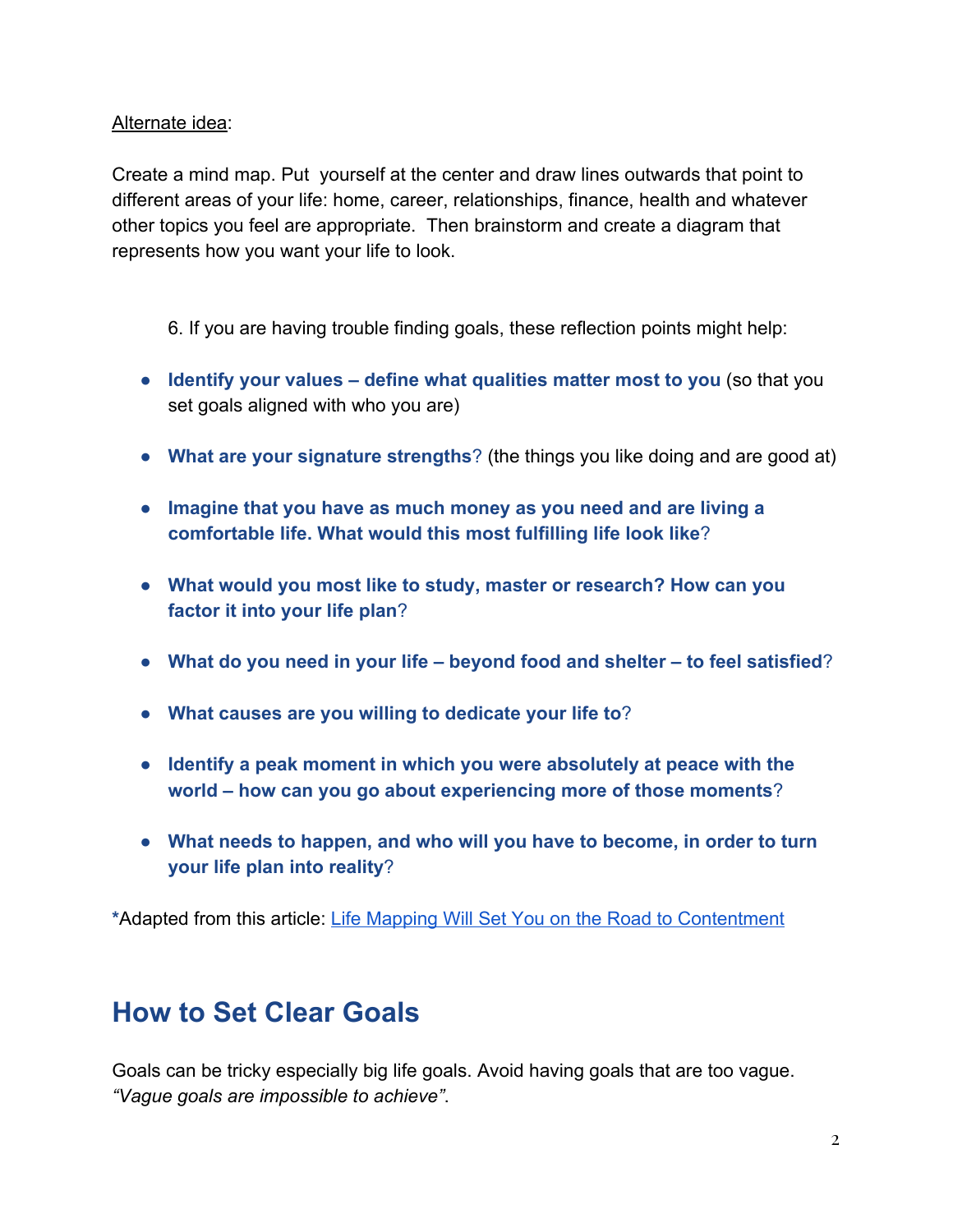<u>Alternate idea</u>:

Create a mind map. Put yourself at the center and draw lines outwards that point to different areas of your life: home, career, relationships, finance, health and whatever other topics you feel are appropriate. Then brainstorm and create a diagram that represents how you want your life to look.

6. If you are having trouble finding goals, these reflection points might help:

- **Identify your values – define what qualities matter most to you** (so that you set goals aligned with who you are)
- **What are your signature strengths**? (the things you like doing and are good at)
- **Imagine that you have as much money as you need and are living a comfortable life. What would this most fulfilling life look like**?
- **What would you most like to study, master or research? How can you factor it into your life plan**?
- **What do you need in your life – beyond food and shelter – to feel satisfied**?
- **What causes are you willing to dedicate your life to**?
- **Identify a peak moment in which you were absolutely at peace with the world – how can you go about experiencing more of those moments**?
- **What needs to happen, and who will you have to become, in order to turn your life plan into reality**?

**\***Adapted from this article: [Life Mapping Will Set You on the Road to Contentment]()

## How to Set Clear Goals

Goals can be tricky especially big life goals. Avoid having goals that are too vague. *"Vague goals are impossible to achieve"*.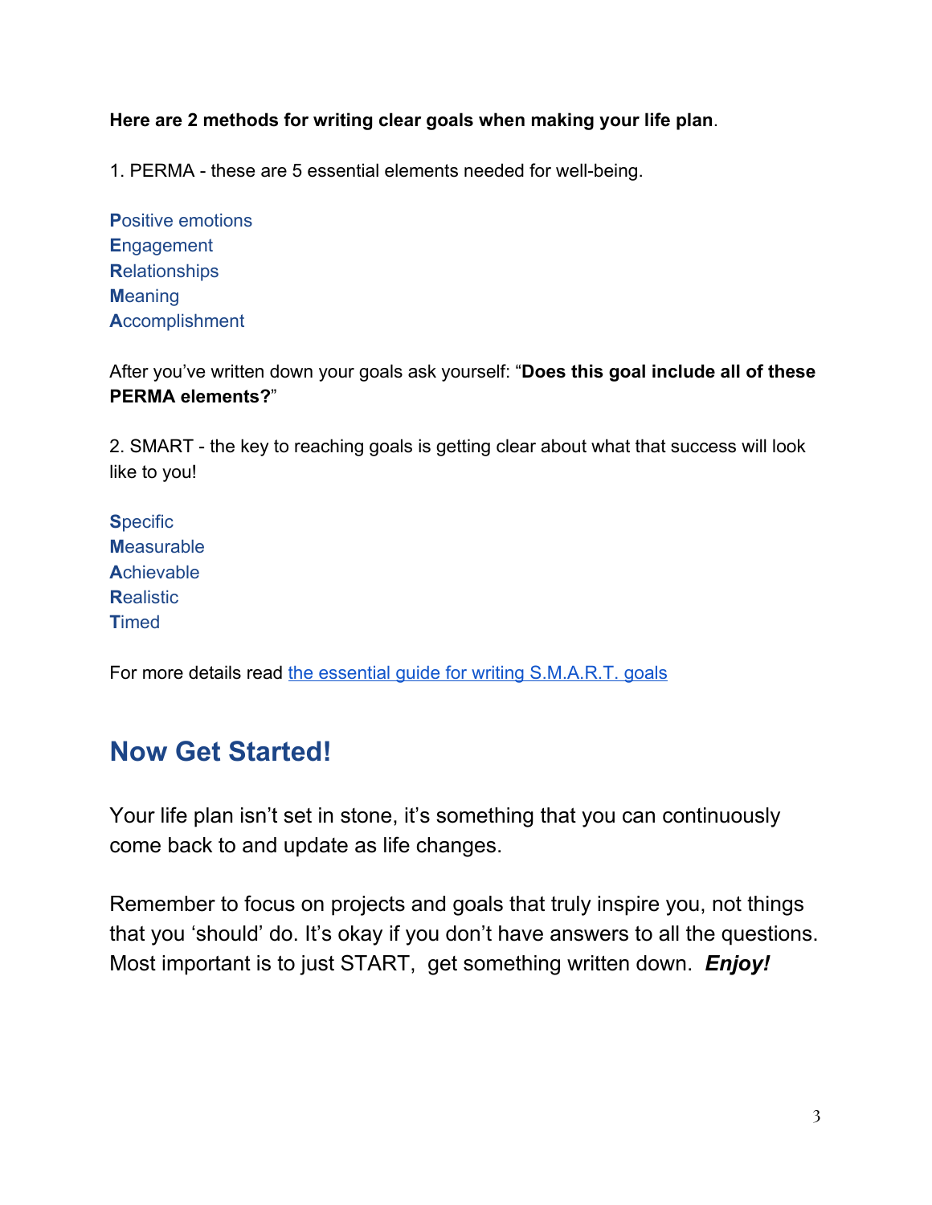**Here are 2 methods for writing clear goals when making your life plan**.

1. PERMA - these are 5 essential elements needed for well-being.

**P**ositive emotions
**E**ngagement
**R**elationships
**M**eaning
**A**ccomplishment

After you've written down your goals ask yourself: "**Does this goal include all of these PERMA elements?**"

2. SMART - the key to reaching goals is getting clear about what that success will look like to you!

**S**pecific
**M**easurable
**A**chievable
**R**ealistic
**T**imed

For more details read the essential guide for writing S.M.A.R.T. goals

## Now Get Started!

Your life plan isn't set in stone, it's something that you can continuously come back to and update as life changes.

Remember to focus on projects and goals that truly inspire you, not things that you 'should' do. It's okay if you don't have answers to all the questions. Most important is to just START, get something written down. ***Enjoy!***